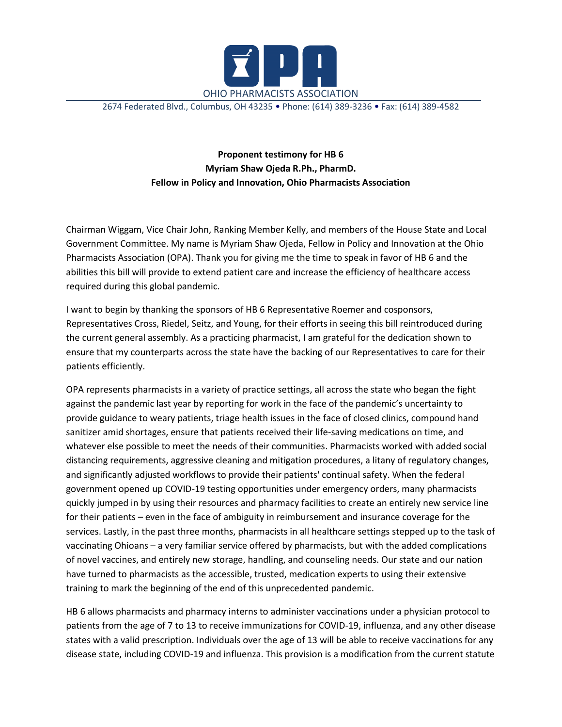OHIO PHARMACISTS ASSOCIATION

2674 Federated Blvd., Columbus, OH 43235 • Phone: (614) 389-3236 • Fax: (614) 389-4582

**Proponent testimony for HB 6**
**Myriam Shaw Ojeda R.Ph., PharmD.**
**Fellow in Policy and Innovation, Ohio Pharmacists Association**

Chairman Wiggam, Vice Chair John, Ranking Member Kelly, and members of the House State and Local Government Committee. My name is Myriam Shaw Ojeda, Fellow in Policy and Innovation at the Ohio Pharmacists Association (OPA). Thank you for giving me the time to speak in favor of HB 6 and the abilities this bill will provide to extend patient care and increase the efficiency of healthcare access required during this global pandemic.

I want to begin by thanking the sponsors of HB 6 Representative Roemer and cosponsors, Representatives Cross, Riedel, Seitz, and Young, for their efforts in seeing this bill reintroduced during the current general assembly. As a practicing pharmacist, I am grateful for the dedication shown to ensure that my counterparts across the state have the backing of our Representatives to care for their patients efficiently.

OPA represents pharmacists in a variety of practice settings, all across the state who began the fight against the pandemic last year by reporting for work in the face of the pandemic's uncertainty to provide guidance to weary patients, triage health issues in the face of closed clinics, compound hand sanitizer amid shortages, ensure that patients received their life-saving medications on time, and whatever else possible to meet the needs of their communities. Pharmacists worked with added social distancing requirements, aggressive cleaning and mitigation procedures, a litany of regulatory changes, and significantly adjusted workflows to provide their patients' continual safety. When the federal government opened up COVID-19 testing opportunities under emergency orders, many pharmacists quickly jumped in by using their resources and pharmacy facilities to create an entirely new service line for their patients – even in the face of ambiguity in reimbursement and insurance coverage for the services. Lastly, in the past three months, pharmacists in all healthcare settings stepped up to the task of vaccinating Ohioans – a very familiar service offered by pharmacists, but with the added complications of novel vaccines, and entirely new storage, handling, and counseling needs. Our state and our nation have turned to pharmacists as the accessible, trusted, medication experts to using their extensive training to mark the beginning of the end of this unprecedented pandemic.

HB 6 allows pharmacists and pharmacy interns to administer vaccinations under a physician protocol to patients from the age of 7 to 13 to receive immunizations for COVID-19, influenza, and any other disease states with a valid prescription. Individuals over the age of 13 will be able to receive vaccinations for any disease state, including COVID-19 and influenza. This provision is a modification from the current statute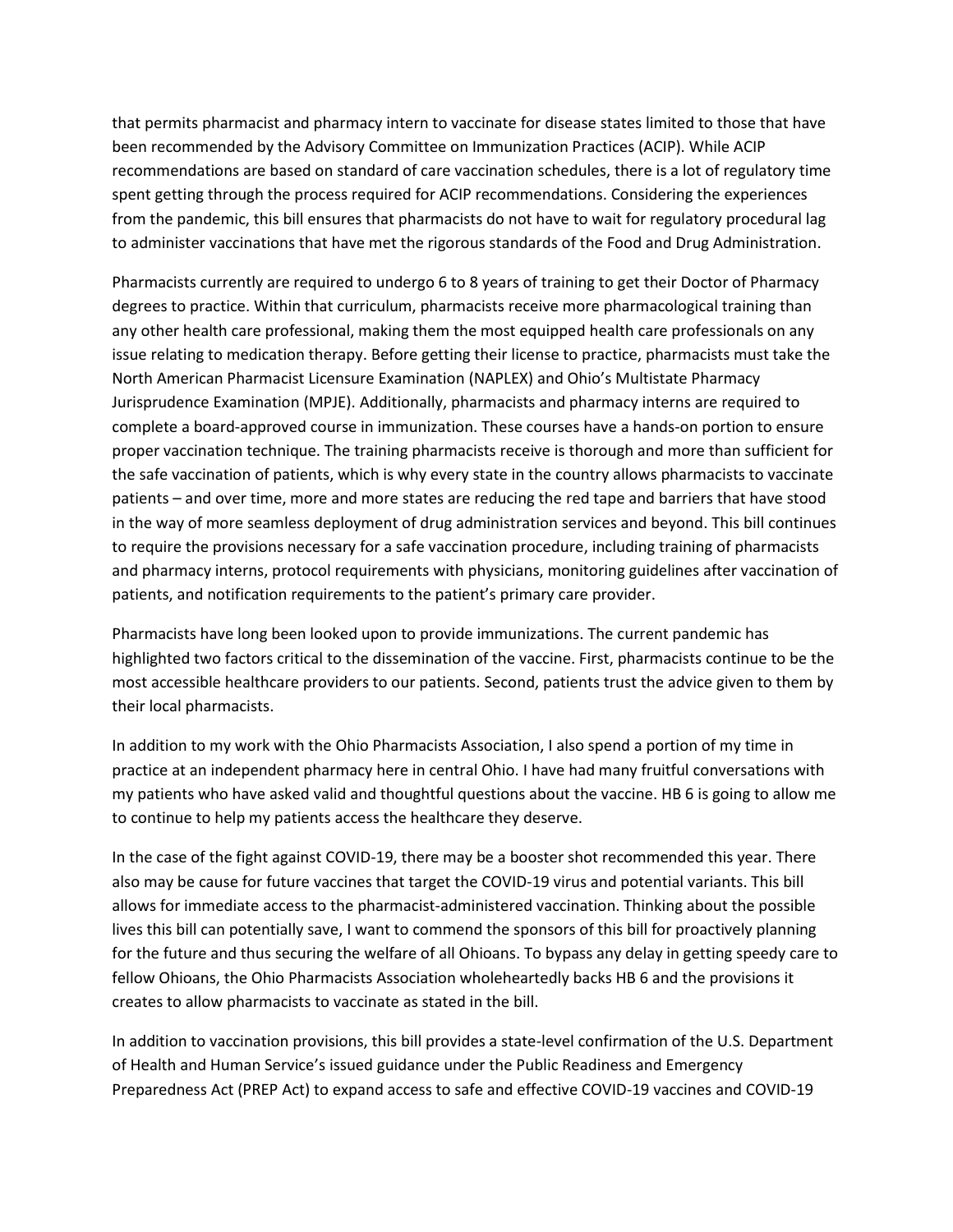that permits pharmacist and pharmacy intern to vaccinate for disease states limited to those that have been recommended by the Advisory Committee on Immunization Practices (ACIP). While ACIP recommendations are based on standard of care vaccination schedules, there is a lot of regulatory time spent getting through the process required for ACIP recommendations. Considering the experiences from the pandemic, this bill ensures that pharmacists do not have to wait for regulatory procedural lag to administer vaccinations that have met the rigorous standards of the Food and Drug Administration.

Pharmacists currently are required to undergo 6 to 8 years of training to get their Doctor of Pharmacy degrees to practice. Within that curriculum, pharmacists receive more pharmacological training than any other health care professional, making them the most equipped health care professionals on any issue relating to medication therapy. Before getting their license to practice, pharmacists must take the North American Pharmacist Licensure Examination (NAPLEX) and Ohio's Multistate Pharmacy Jurisprudence Examination (MPJE). Additionally, pharmacists and pharmacy interns are required to complete a board-approved course in immunization. These courses have a hands-on portion to ensure proper vaccination technique. The training pharmacists receive is thorough and more than sufficient for the safe vaccination of patients, which is why every state in the country allows pharmacists to vaccinate patients – and over time, more and more states are reducing the red tape and barriers that have stood in the way of more seamless deployment of drug administration services and beyond. This bill continues to require the provisions necessary for a safe vaccination procedure, including training of pharmacists and pharmacy interns, protocol requirements with physicians, monitoring guidelines after vaccination of patients, and notification requirements to the patient's primary care provider.

Pharmacists have long been looked upon to provide immunizations. The current pandemic has highlighted two factors critical to the dissemination of the vaccine. First, pharmacists continue to be the most accessible healthcare providers to our patients. Second, patients trust the advice given to them by their local pharmacists.

In addition to my work with the Ohio Pharmacists Association, I also spend a portion of my time in practice at an independent pharmacy here in central Ohio. I have had many fruitful conversations with my patients who have asked valid and thoughtful questions about the vaccine. HB 6 is going to allow me to continue to help my patients access the healthcare they deserve.

In the case of the fight against COVID-19, there may be a booster shot recommended this year. There also may be cause for future vaccines that target the COVID-19 virus and potential variants. This bill allows for immediate access to the pharmacist-administered vaccination. Thinking about the possible lives this bill can potentially save, I want to commend the sponsors of this bill for proactively planning for the future and thus securing the welfare of all Ohioans. To bypass any delay in getting speedy care to fellow Ohioans, the Ohio Pharmacists Association wholeheartedly backs HB 6 and the provisions it creates to allow pharmacists to vaccinate as stated in the bill.

In addition to vaccination provisions, this bill provides a state-level confirmation of the U.S. Department of Health and Human Service's issued guidance under the Public Readiness and Emergency Preparedness Act (PREP Act) to expand access to safe and effective COVID-19 vaccines and COVID-19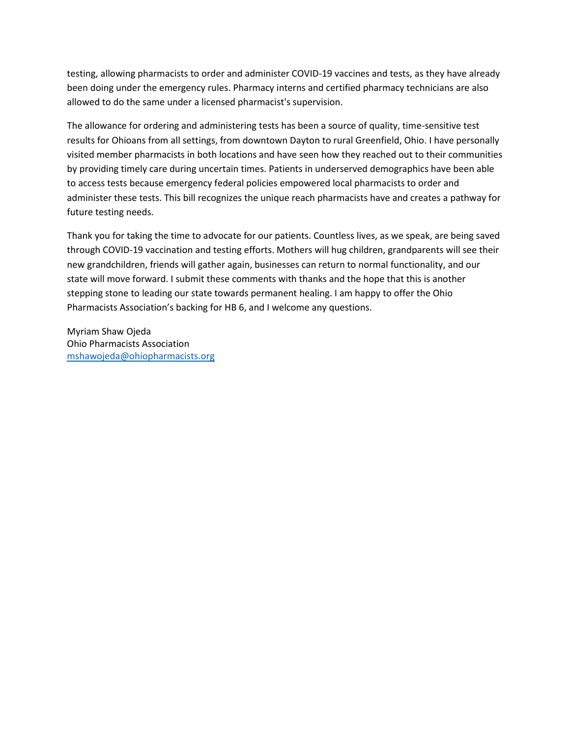testing, allowing pharmacists to order and administer COVID-19 vaccines and tests, as they have already been doing under the emergency rules. Pharmacy interns and certified pharmacy technicians are also allowed to do the same under a licensed pharmacist's supervision.

The allowance for ordering and administering tests has been a source of quality, time-sensitive test results for Ohioans from all settings, from downtown Dayton to rural Greenfield, Ohio. I have personally visited member pharmacists in both locations and have seen how they reached out to their communities by providing timely care during uncertain times. Patients in underserved demographics have been able to access tests because emergency federal policies empowered local pharmacists to order and administer these tests. This bill recognizes the unique reach pharmacists have and creates a pathway for future testing needs.

Thank you for taking the time to advocate for our patients. Countless lives, as we speak, are being saved through COVID-19 vaccination and testing efforts. Mothers will hug children, grandparents will see their new grandchildren, friends will gather again, businesses can return to normal functionality, and our state will move forward. I submit these comments with thanks and the hope that this is another stepping stone to leading our state towards permanent healing. I am happy to offer the Ohio Pharmacists Association's backing for HB 6, and I welcome any questions.

Myriam Shaw Ojeda
Ohio Pharmacists Association
mshawojeda@ohiopharmacists.org